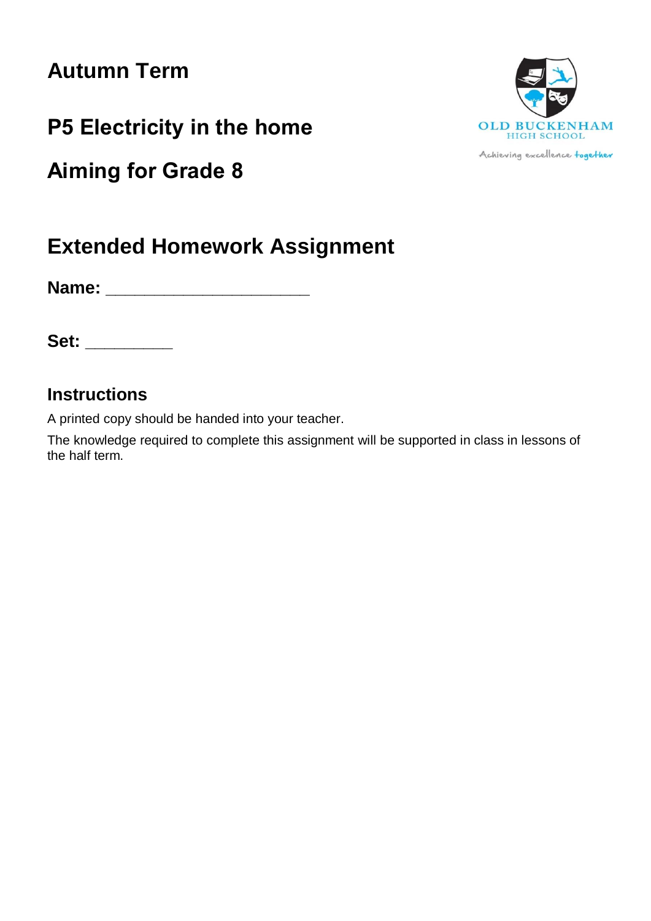# Autumn Term

# P5 Electricity in the home

# Aiming for Grade 8

OLD BUCKENHAM HIGH SCHOOL

Achieving excellence together

## Extended Homework Assignment

**Name:** ______________________

**Set:** __________

### Instructions

A printed copy should be handed into your teacher.

The knowledge required to complete this assignment will be supported in class in lessons of the half term.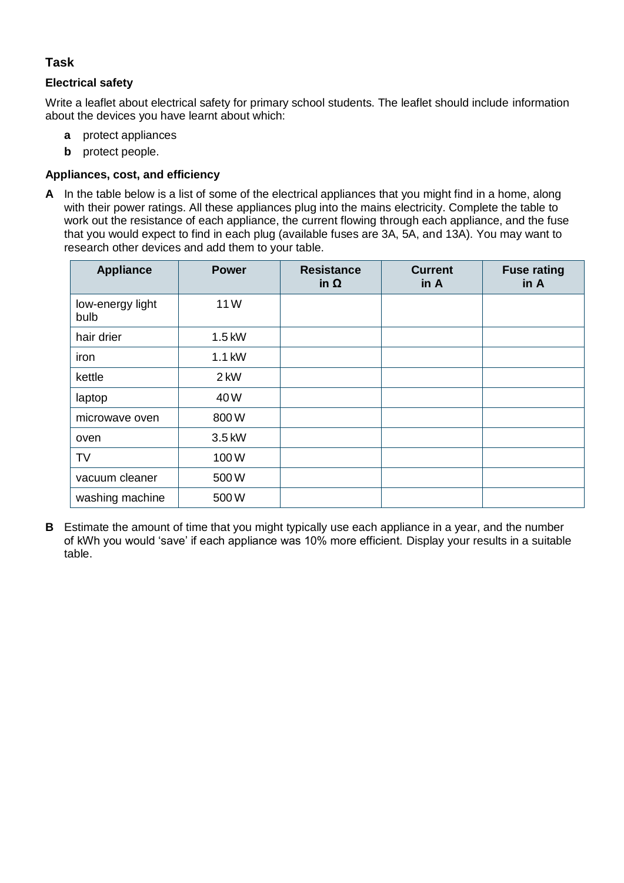## Task

### Electrical safety

Write a leaflet about electrical safety for primary school students. The leaflet should include information about the devices you have learnt about which:

- **a** protect appliances
- **b** protect people.

### Appliances, cost, and efficiency

**A** In the table below is a list of some of the electrical appliances that you might find in a home, along with their power ratings. All these appliances plug into the mains electricity. Complete the table to work out the resistance of each appliance, the current flowing through each appliance, and the fuse that you would expect to find in each plug (available fuses are 3A, 5A, and 13A). You may want to research other devices and add them to your table.

| Appliance | Power | Resistance in Ω | Current in A | Fuse rating in A |
|---|---|---|---|---|
| low-energy light bulb | 11 W | | | |
| hair drier | 1.5 kW | | | |
| iron | 1.1 kW | | | |
| kettle | 2 kW | | | |
| laptop | 40 W | | | |
| microwave oven | 800 W | | | |
| oven | 3.5 kW | | | |
| TV | 100 W | | | |
| vacuum cleaner | 500 W | | | |
| washing machine | 500 W | | | |

**B** Estimate the amount of time that you might typically use each appliance in a year, and the number of kWh you would 'save' if each appliance was 10% more efficient. Display your results in a suitable table.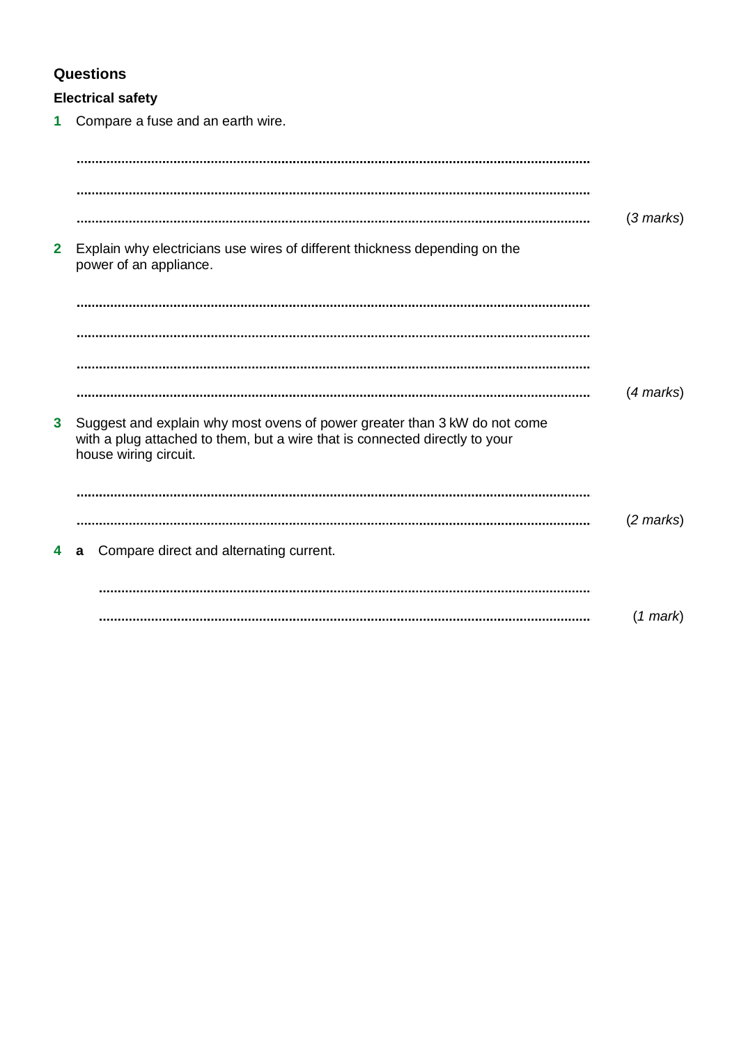## Questions

### Electrical safety

**1** Compare a fuse and an earth wire.

.......................................................................................................................................

.......................................................................................................................................

....................................................................................................................................... (*3 marks*)

**2** Explain why electricians use wires of different thickness depending on the power of an appliance.

.......................................................................................................................................

.......................................................................................................................................

.......................................................................................................................................

....................................................................................................................................... (*4 marks*)

**3** Suggest and explain why most ovens of power greater than 3 kW do not come with a plug attached to them, but a wire that is connected directly to your house wiring circuit.

.......................................................................................................................................

....................................................................................................................................... (*2 marks*)

**4** **a** Compare direct and alternating current.

.......................................................................................................................................

....................................................................................................................................... (*1 mark*)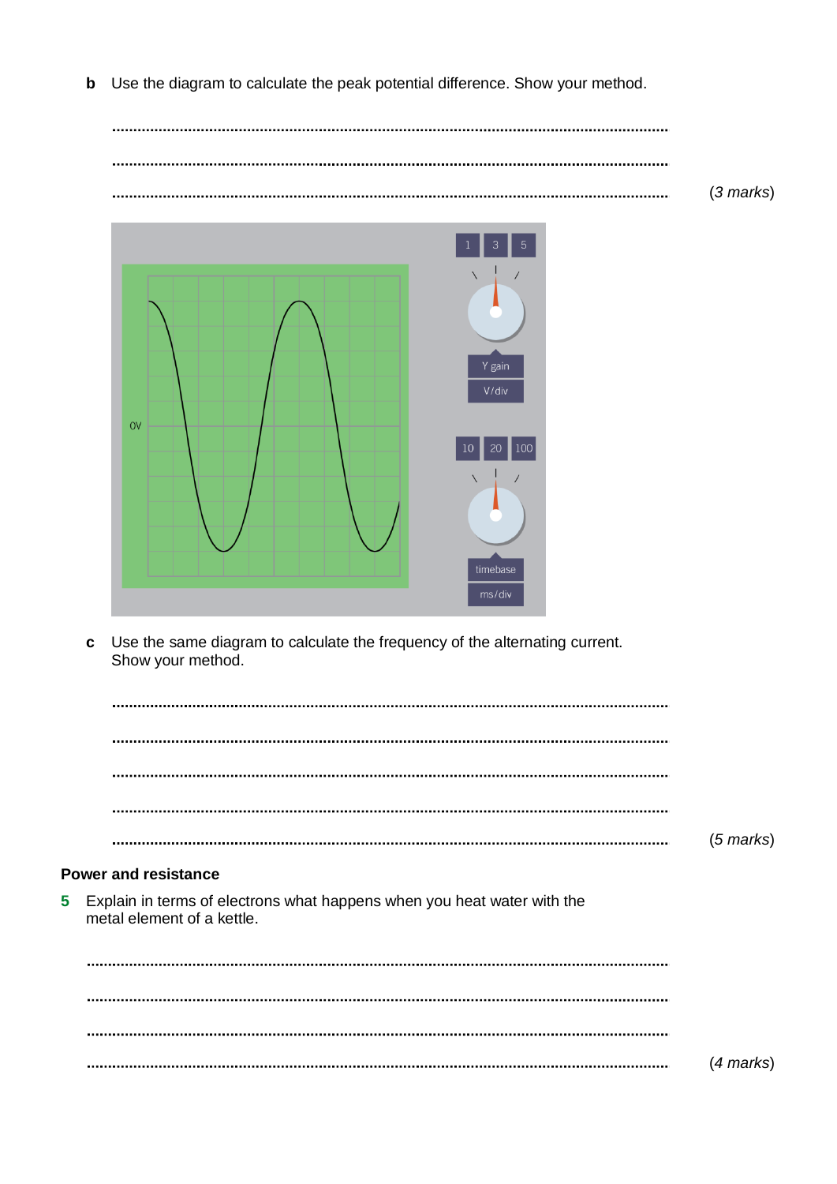**b** Use the diagram to calculate the peak potential difference. Show your method.

.......................................................................................................................

.......................................................................................................................

....................................................................................................................... (*3 marks*)

**c** Use the same diagram to calculate the frequency of the alternating current. Show your method.

.......................................................................................................................

.......................................................................................................................

.......................................................................................................................

.......................................................................................................................

....................................................................................................................... (*5 marks*)

**Power and resistance**

**5** Explain in terms of electrons what happens when you heat water with the metal element of a kettle.

.......................................................................................................................

.......................................................................................................................

.......................................................................................................................

....................................................................................................................... (*4 marks*)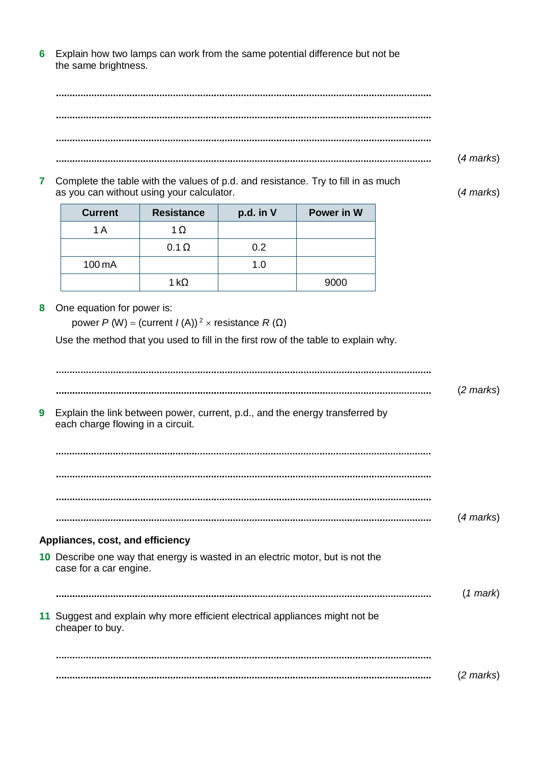**6** Explain how two lamps can work from the same potential difference but not be the same brightness.

..........................................................................................................................................

..........................................................................................................................................

..........................................................................................................................................

.......................................................................................................................................... (*4 marks*)

**7** Complete the table with the values of p.d. and resistance. Try to fill in as much as you can without using your calculator. (*4 marks*)

| Current | Resistance | p.d. in V | Power in W |
|---|---|---|---|
| 1 A | 1 Ω | | |
| | 0.1 Ω | 0.2 | |
| 100 mA | | 1.0 | |
| | 1 kΩ | | 9000 |

**8** One equation for power is:

power $P$ (W) = (current $I$ (A))$^2$ × resistance $R$ (Ω)

Use the method that you used to fill in the first row of the table to explain why.

..........................................................................................................................................

.......................................................................................................................................... (*2 marks*)

**9** Explain the link between power, current, p.d., and the energy transferred by each charge flowing in a circuit.

..........................................................................................................................................

..........................................................................................................................................

..........................................................................................................................................

.......................................................................................................................................... (*4 marks*)

### Appliances, cost, and efficiency

**10** Describe one way that energy is wasted in an electric motor, but is not the case for a car engine.

.......................................................................................................................................... (*1 mark*)

**11** Suggest and explain why more efficient electrical appliances might not be cheaper to buy.

..........................................................................................................................................

.......................................................................................................................................... (*2 marks*)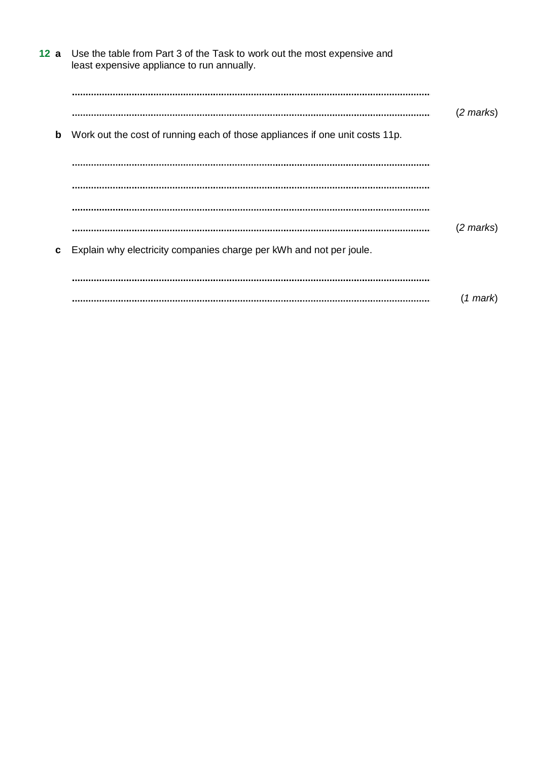**12 a** Use the table from Part 3 of the Task to work out the most expensive and least expensive appliance to run annually.

..................................................................................................................................

.................................................................................................................................. (*2 marks*)

**b** Work out the cost of running each of those appliances if one unit costs 11p.

..................................................................................................................................

..................................................................................................................................

..................................................................................................................................

.................................................................................................................................. (*2 marks*)

**c** Explain why electricity companies charge per kWh and not per joule.

..................................................................................................................................

.................................................................................................................................. (*1 mark*)